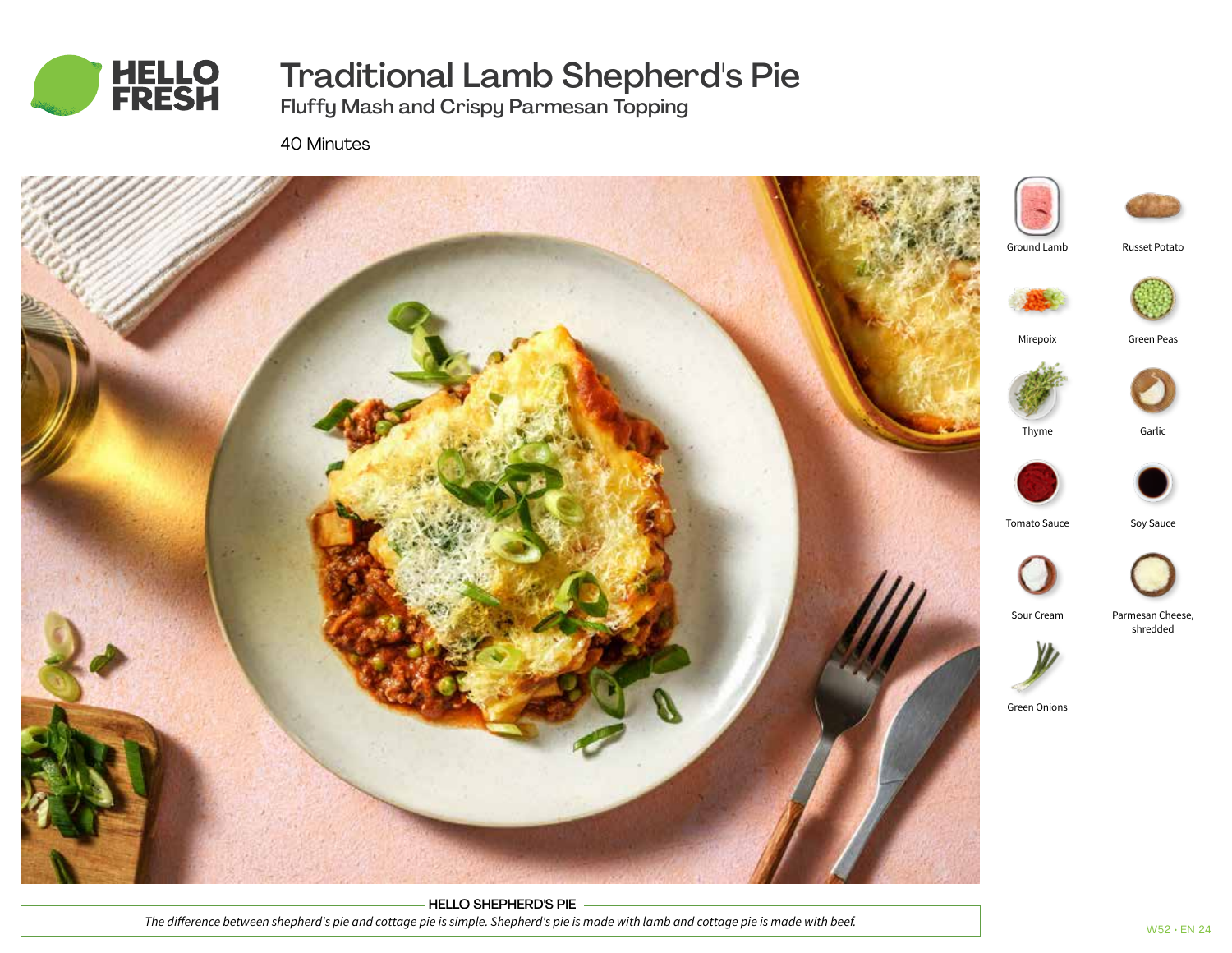HELLO FRESH

# Traditional Lamb Shepherd's Pie

## Fluffy Mash and Crispy Parmesan Topping

40 Minutes

- Ground Lamb
- Russet Potato
- Mirepoix
- Green Peas
- Thyme
- Garlic
- Tomato Sauce
- Soy Sauce
- Sour Cream
- Parmesan Cheese, shredded
- Green Onions

**HELLO SHEPHERD'S PIE**

*The difference between shepherd's pie and cottage pie is simple. Shepherd's pie is made with lamb and cottage pie is made with beef.*

W52 • EN 24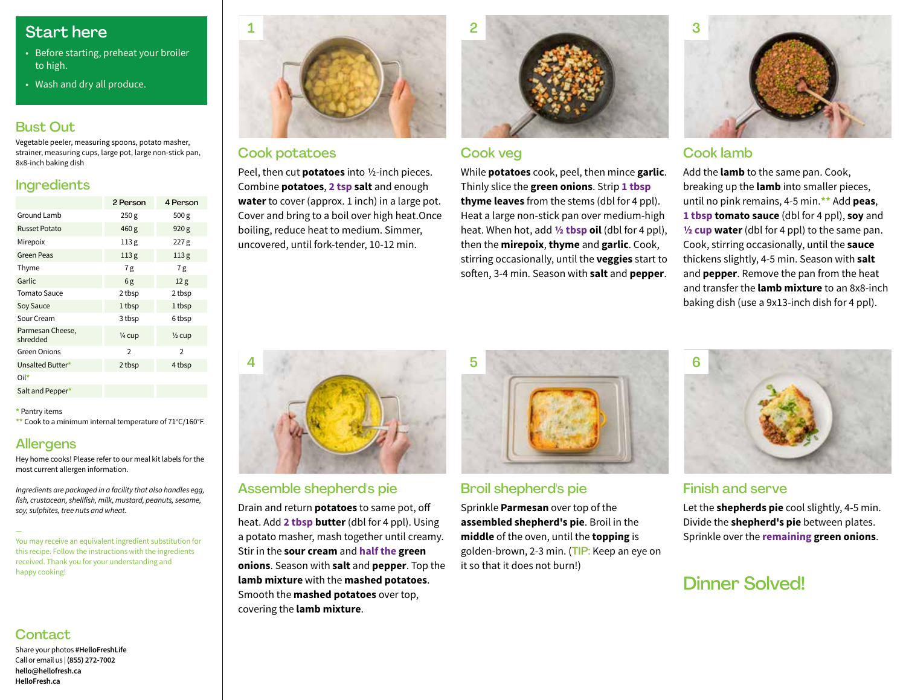## Start here

- Before starting, preheat your broiler to high.
- Wash and dry all produce.

## Bust Out

Vegetable peeler, measuring spoons, potato masher, strainer, measuring cups, large pot, large non-stick pan, 8x8-inch baking dish

## Ingredients

| | 2 Person | 4 Person |
|---|---|---|
| Ground Lamb | 250 g | 500 g |
| Russet Potato | 460 g | 920 g |
| Mirepoix | 113 g | 227 g |
| Green Peas | 113 g | 113 g |
| Thyme | 7 g | 7 g |
| Garlic | 6 g | 12 g |
| Tomato Sauce | 2 tbsp | 2 tbsp |
| Soy Sauce | 1 tbsp | 1 tbsp |
| Sour Cream | 3 tbsp | 6 tbsp |
| Parmesan Cheese, shredded | ¼ cup | ½ cup |
| Green Onions | 2 | 2 |
| Unsalted Butter* | 2 tbsp | 4 tbsp |
| Oil* | | |
| Salt and Pepper* | | |

\* Pantry items

\*\* Cook to a minimum internal temperature of 71°C/160°F.

## Allergens

Hey home cooks! Please refer to our meal kit labels for the most current allergen information.

*Ingredients are packaged in a facility that also handles egg, fish, crustacean, shellfish, milk, mustard, peanuts, sesame, soy, sulphites, tree nuts and wheat.*

—

You may receive an equivalent ingredient substitution for this recipe. Follow the instructions with the ingredients received. Thank you for your understanding and happy cooking!

## Contact

Share your photos **#HelloFreshLife**
Call or email us | **(855) 272-7002**
**hello@hellofresh.ca**
**HelloFresh.ca**

## 1 Cook potatoes

Peel, then cut **potatoes** into ½-inch pieces. Combine **potatoes**, **2 tsp salt** and enough **water** to cover (approx. 1 inch) in a large pot. Cover and bring to a boil over high heat.Once boiling, reduce heat to medium. Simmer, uncovered, until fork-tender, 10-12 min.

## 2 Cook veg

While **potatoes** cook, peel, then mince **garlic**. Thinly slice the **green onions**. Strip **1 tbsp thyme leaves** from the stems (dbl for 4 ppl). Heat a large non-stick pan over medium-high heat. When hot, add **½ tbsp oil** (dbl for 4 ppl), then the **mirepoix**, **thyme** and **garlic**. Cook, stirring occasionally, until the **veggies** start to soften, 3-4 min. Season with **salt** and **pepper**.

## 3 Cook lamb

Add the **lamb** to the same pan. Cook, breaking up the **lamb** into smaller pieces, until no pink remains, 4-5 min.\*\* Add **peas**, **1 tbsp tomato sauce** (dbl for 4 ppl), **soy** and **½ cup water** (dbl for 4 ppl) to the same pan. Cook, stirring occasionally, until the **sauce** thickens slightly, 4-5 min. Season with **salt** and **pepper**. Remove the pan from the heat and transfer the **lamb mixture** to an 8x8-inch baking dish (use a 9x13-inch dish for 4 ppl).

## 4 Assemble shepherd's pie

Drain and return **potatoes** to same pot, off heat. Add **2 tbsp butter** (dbl for 4 ppl). Using a potato masher, mash together until creamy. Stir in the **sour cream** and **half the green onions**. Season with **salt** and **pepper**. Top the **lamb mixture** with the **mashed potatoes**. Smooth the **mashed potatoes** over top, covering the **lamb mixture**.

## 5 Broil shepherd's pie

Sprinkle **Parmesan** over top of the **assembled shepherd's pie**. Broil in the **middle** of the oven, until the **topping** is golden-brown, 2-3 min. (TIP: Keep an eye on it so that it does not burn!)

## 6 Finish and serve

Let the **shepherds pie** cool slightly, 4-5 min. Divide the **shepherd's pie** between plates. Sprinkle over the **remaining green onions**.

## Dinner Solved!